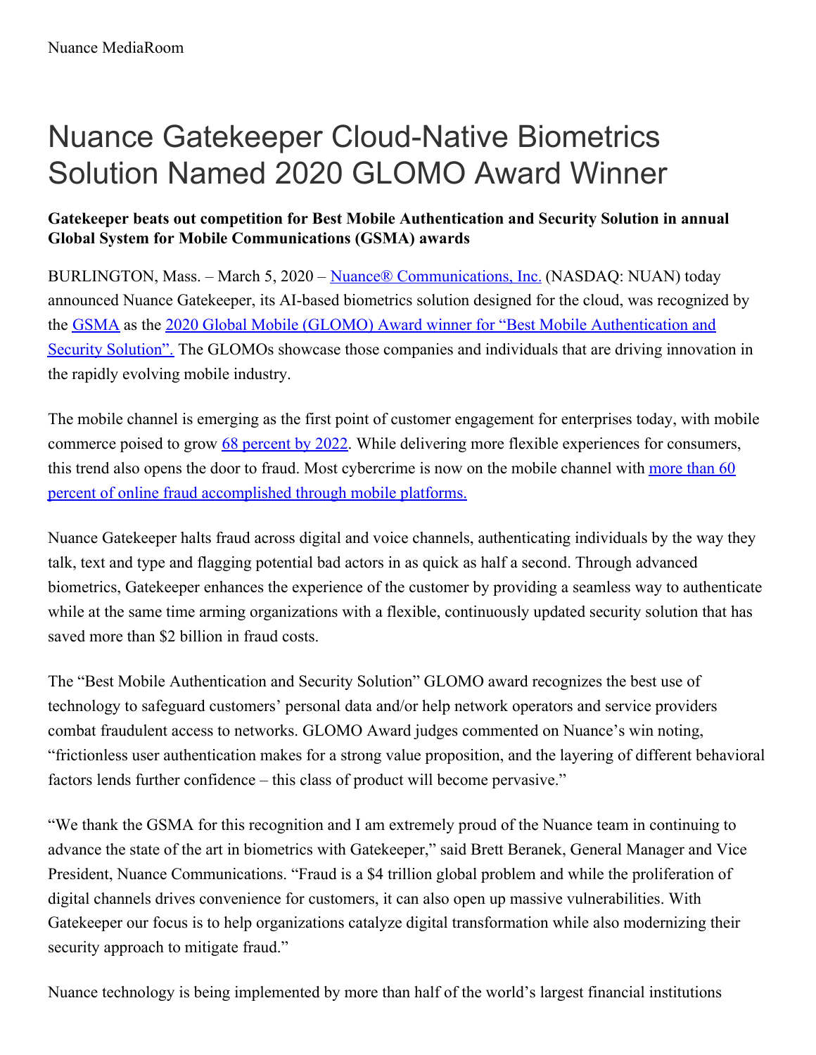# Nuance Gatekeeper Cloud-Native Biometrics Solution Named 2020 GLOMO Award Winner

**Gatekeeper beats out competition for Best Mobile Authentication and Security Solution in annual Global System for Mobile Communications (GSMA) awards**

BURLINGTON, Mass. – March 5, 2020 – Nuance® Communications, Inc. (NASDAQ: NUAN) today announced Nuance Gatekeeper, its AI-based biometrics solution designed for the cloud, was recognized by the GSMA as the 2020 Global Mobile (GLOMO) Award winner for "Best Mobile Authentication and Security Solution". The GLOMOs showcase those companies and individuals that are driving innovation in the rapidly evolving mobile industry.

The mobile channel is emerging as the first point of customer engagement for enterprises today, with mobile commerce poised to grow 68 percent by 2022. While delivering more flexible experiences for consumers, this trend also opens the door to fraud. Most cybercrime is now on the mobile channel with more than 60 percent of online fraud accomplished through mobile platforms.

Nuance Gatekeeper halts fraud across digital and voice channels, authenticating individuals by the way they talk, text and type and flagging potential bad actors in as quick as half a second. Through advanced biometrics, Gatekeeper enhances the experience of the customer by providing a seamless way to authenticate while at the same time arming organizations with a flexible, continuously updated security solution that has saved more than $2 billion in fraud costs.

The "Best Mobile Authentication and Security Solution" GLOMO award recognizes the best use of technology to safeguard customers' personal data and/or help network operators and service providers combat fraudulent access to networks. GLOMO Award judges commented on Nuance's win noting, "frictionless user authentication makes for a strong value proposition, and the layering of different behavioral factors lends further confidence – this class of product will become pervasive."

"We thank the GSMA for this recognition and I am extremely proud of the Nuance team in continuing to advance the state of the art in biometrics with Gatekeeper," said Brett Beranek, General Manager and Vice President, Nuance Communications. "Fraud is a $4 trillion global problem and while the proliferation of digital channels drives convenience for customers, it can also open up massive vulnerabilities. With Gatekeeper our focus is to help organizations catalyze digital transformation while also modernizing their security approach to mitigate fraud."

Nuance technology is being implemented by more than half of the world's largest financial institutions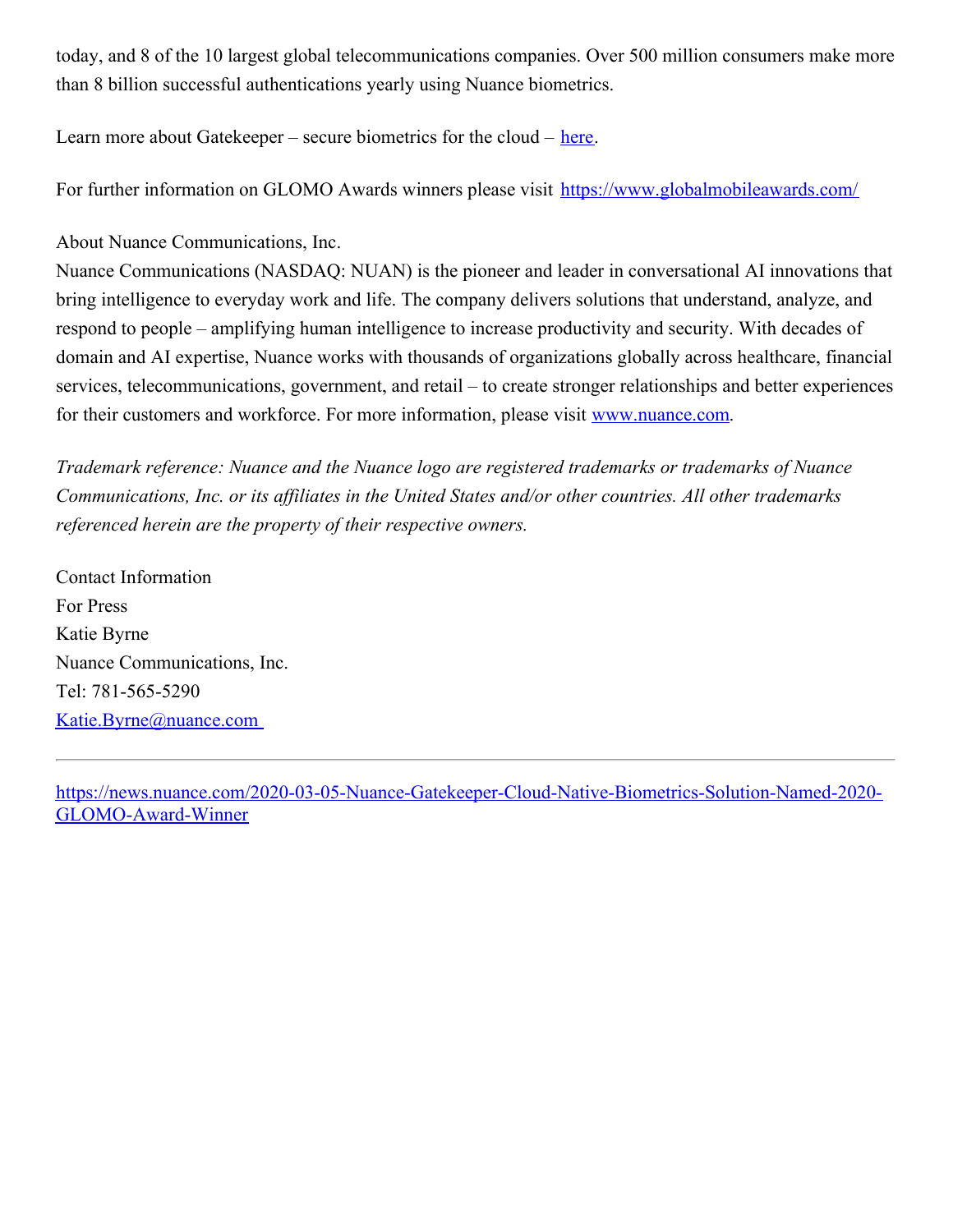today, and 8 of the 10 largest global telecommunications companies. Over 500 million consumers make more than 8 billion successful authentications yearly using Nuance biometrics.

Learn more about Gatekeeper – secure biometrics for the cloud – [here](#).

For further information on GLOMO Awards winners please visit [https://www.globalmobileawards.com/](https://www.globalmobileawards.com/)

About Nuance Communications, Inc.
Nuance Communications (NASDAQ: NUAN) is the pioneer and leader in conversational AI innovations that bring intelligence to everyday work and life. The company delivers solutions that understand, analyze, and respond to people – amplifying human intelligence to increase productivity and security. With decades of domain and AI expertise, Nuance works with thousands of organizations globally across healthcare, financial services, telecommunications, government, and retail – to create stronger relationships and better experiences for their customers and workforce. For more information, please visit [www.nuance.com](http://www.nuance.com).

*Trademark reference: Nuance and the Nuance logo are registered trademarks or trademarks of Nuance Communications, Inc. or its affiliates in the United States and/or other countries. All other trademarks referenced herein are the property of their respective owners.*

Contact Information
For Press
Katie Byrne
Nuance Communications, Inc.
Tel: 781-565-5290
[Katie.Byrne@nuance.com](mailto:Katie.Byrne@nuance.com)

---

[https://news.nuance.com/2020-03-05-Nuance-Gatekeeper-Cloud-Native-Biometrics-Solution-Named-2020-GLOMO-Award-Winner](https://news.nuance.com/2020-03-05-Nuance-Gatekeeper-Cloud-Native-Biometrics-Solution-Named-2020-GLOMO-Award-Winner)